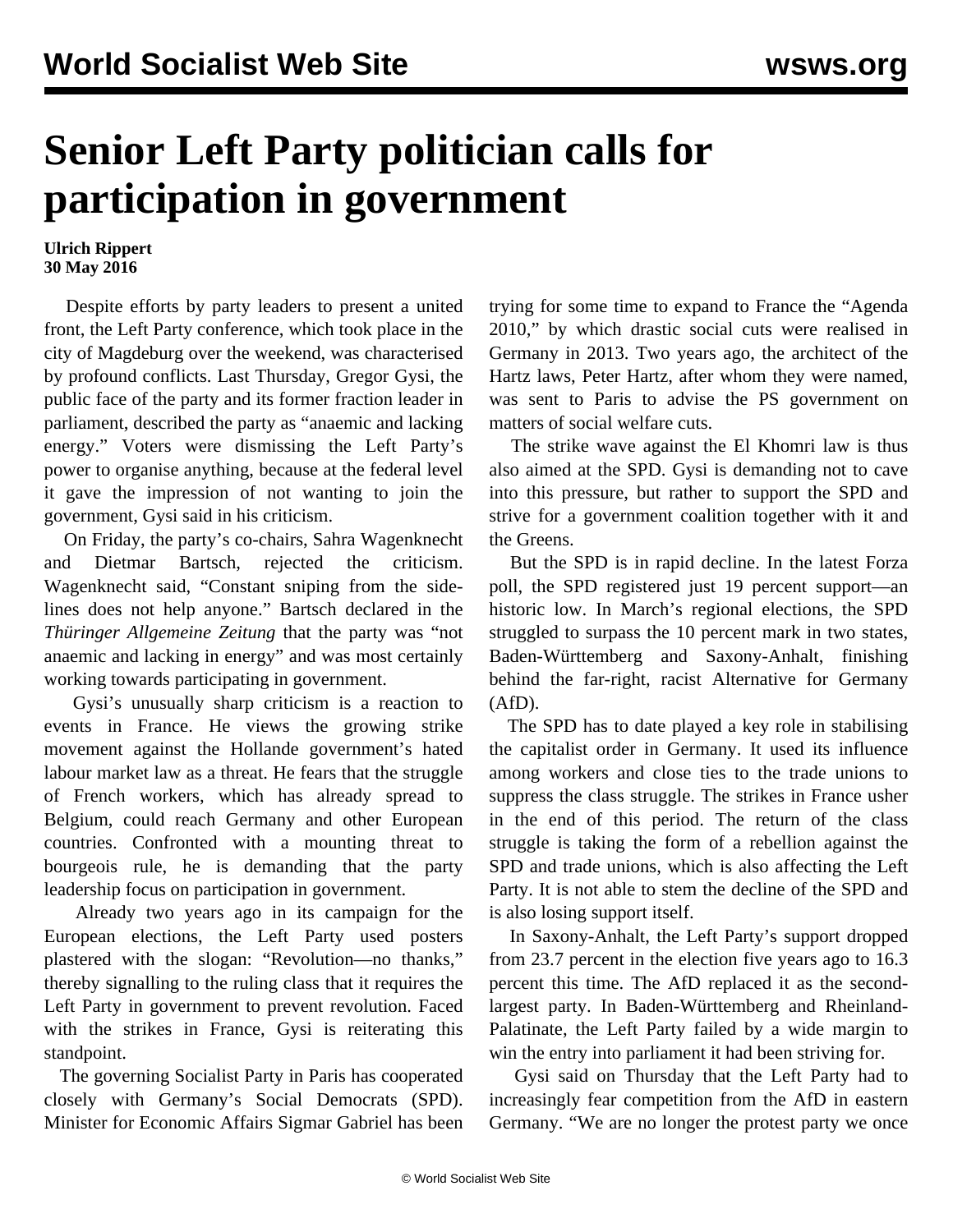# Senior Left Party politician calls for participation in government

**Ulrich Rippert**
**30 May 2016**

Despite efforts by party leaders to present a united front, the Left Party conference, which took place in the city of Magdeburg over the weekend, was characterised by profound conflicts. Last Thursday, Gregor Gysi, the public face of the party and its former fraction leader in parliament, described the party as “anaemic and lacking energy.” Voters were dismissing the Left Party’s power to organise anything, because at the federal level it gave the impression of not wanting to join the government, Gysi said in his criticism.

On Friday, the party’s co-chairs, Sahra Wagenknecht and Dietmar Bartsch, rejected the criticism. Wagenknecht said, “Constant sniping from the side-lines does not help anyone.” Bartsch declared in the *Thüringer Allgemeine Zeitung* that the party was “not anaemic and lacking in energy” and was most certainly working towards participating in government.

Gysi’s unusually sharp criticism is a reaction to events in France. He views the growing strike movement against the Hollande government’s hated labour market law as a threat. He fears that the struggle of French workers, which has already spread to Belgium, could reach Germany and other European countries. Confronted with a mounting threat to bourgeois rule, he is demanding that the party leadership focus on participation in government.

Already two years ago in its campaign for the European elections, the Left Party used posters plastered with the slogan: “Revolution—no thanks,” thereby signalling to the ruling class that it requires the Left Party in government to prevent revolution. Faced with the strikes in France, Gysi is reiterating this standpoint.

The governing Socialist Party in Paris has cooperated closely with Germany’s Social Democrats (SPD). Minister for Economic Affairs Sigmar Gabriel has been trying for some time to expand to France the “Agenda 2010,” by which drastic social cuts were realised in Germany in 2013. Two years ago, the architect of the Hartz laws, Peter Hartz, after whom they were named, was sent to Paris to advise the PS government on matters of social welfare cuts.

The strike wave against the El Khomri law is thus also aimed at the SPD. Gysi is demanding not to cave into this pressure, but rather to support the SPD and strive for a government coalition together with it and the Greens.

But the SPD is in rapid decline. In the latest Forza poll, the SPD registered just 19 percent support—an historic low. In March’s regional elections, the SPD struggled to surpass the 10 percent mark in two states, Baden-Württemberg and Saxony-Anhalt, finishing behind the far-right, racist Alternative for Germany (AfD).

The SPD has to date played a key role in stabilising the capitalist order in Germany. It used its influence among workers and close ties to the trade unions to suppress the class struggle. The strikes in France usher in the end of this period. The return of the class struggle is taking the form of a rebellion against the SPD and trade unions, which is also affecting the Left Party. It is not able to stem the decline of the SPD and is also losing support itself.

In Saxony-Anhalt, the Left Party’s support dropped from 23.7 percent in the election five years ago to 16.3 percent this time. The AfD replaced it as the second-largest party. In Baden-Württemberg and Rheinland-Palatinate, the Left Party failed by a wide margin to win the entry into parliament it had been striving for.

Gysi said on Thursday that the Left Party had to increasingly fear competition from the AfD in eastern Germany. “We are no longer the protest party we once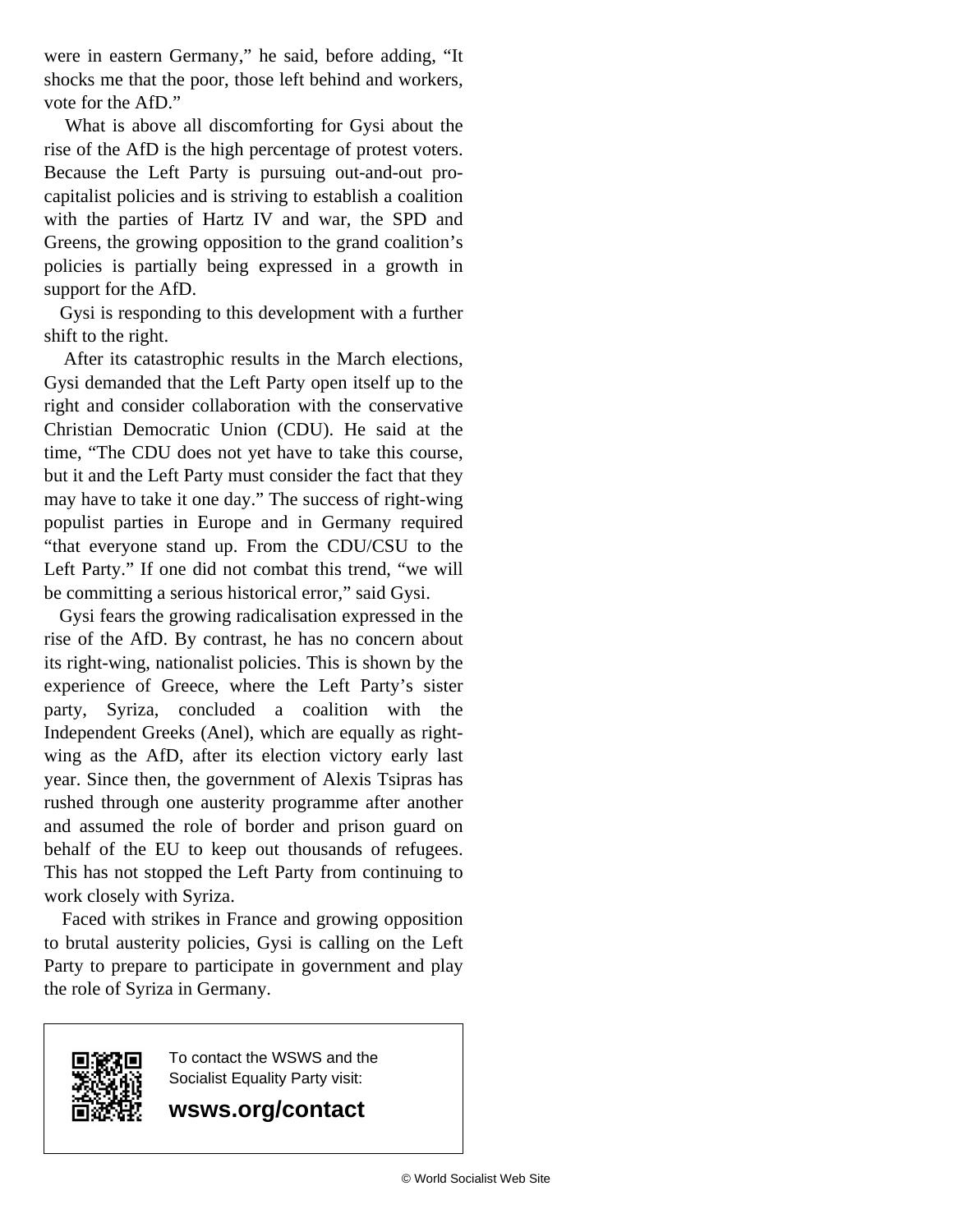were in eastern Germany," he said, before adding, "It shocks me that the poor, those left behind and workers, vote for the AfD."

What is above all discomforting for Gysi about the rise of the AfD is the high percentage of protest voters. Because the Left Party is pursuing out-and-out pro-capitalist policies and is striving to establish a coalition with the parties of Hartz IV and war, the SPD and Greens, the growing opposition to the grand coalition's policies is partially being expressed in a growth in support for the AfD.

Gysi is responding to this development with a further shift to the right.

After its catastrophic results in the March elections, Gysi demanded that the Left Party open itself up to the right and consider collaboration with the conservative Christian Democratic Union (CDU). He said at the time, "The CDU does not yet have to take this course, but it and the Left Party must consider the fact that they may have to take it one day." The success of right-wing populist parties in Europe and in Germany required "that everyone stand up. From the CDU/CSU to the Left Party." If one did not combat this trend, "we will be committing a serious historical error," said Gysi.

Gysi fears the growing radicalisation expressed in the rise of the AfD. By contrast, he has no concern about its right-wing, nationalist policies. This is shown by the experience of Greece, where the Left Party's sister party, Syriza, concluded a coalition with the Independent Greeks (Anel), which are equally as right-wing as the AfD, after its election victory early last year. Since then, the government of Alexis Tsipras has rushed through one austerity programme after another and assumed the role of border and prison guard on behalf of the EU to keep out thousands of refugees. This has not stopped the Left Party from continuing to work closely with Syriza.

Faced with strikes in France and growing opposition to brutal austerity policies, Gysi is calling on the Left Party to prepare to participate in government and play the role of Syriza in Germany.

To contact the WSWS and the Socialist Equality Party visit:

**wsws.org/contact**